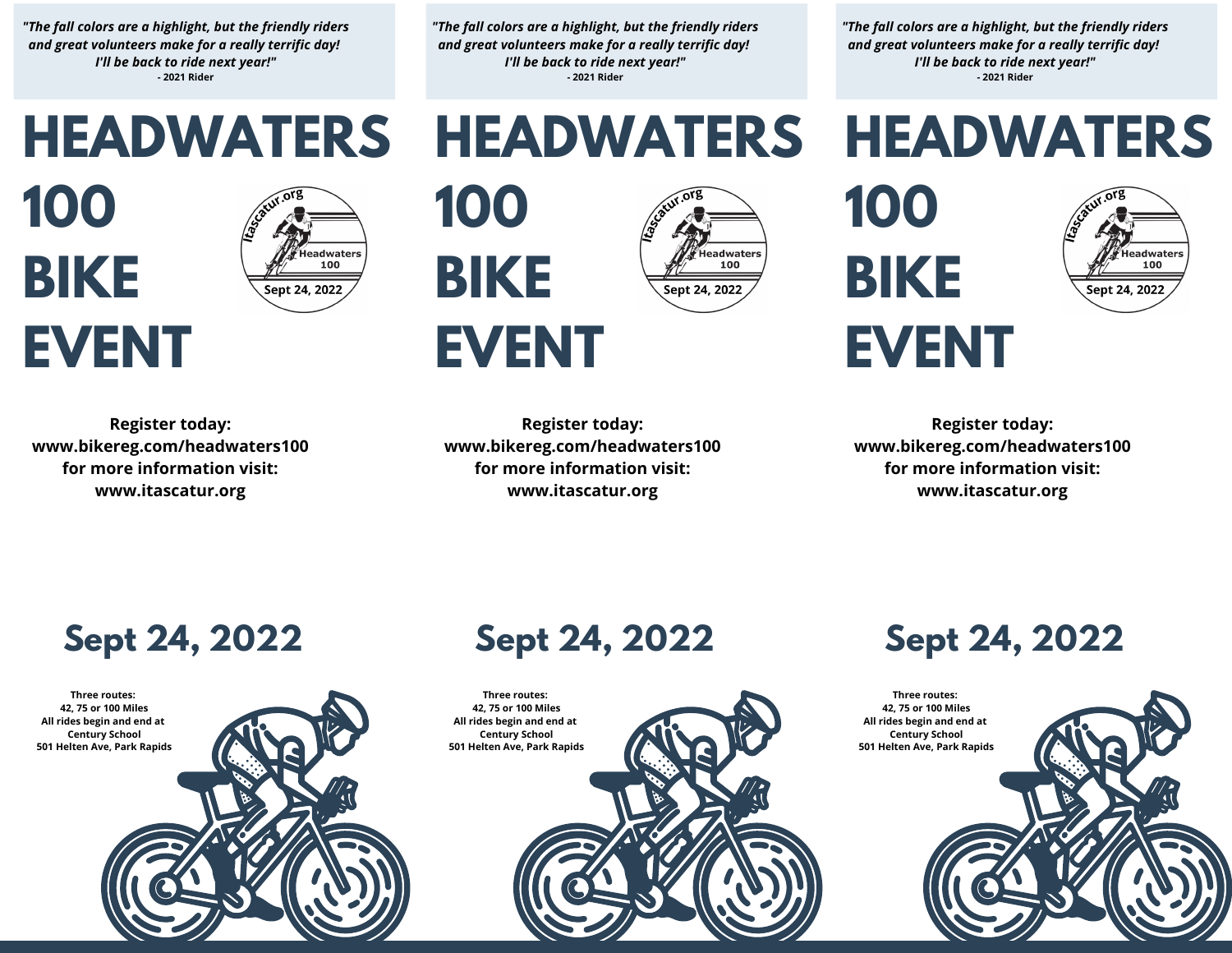*"The fall colors are a highlight, but the friendly riders and great volunteers make for a really terrific day! I'll be back to ride next year!"*
**- 2021 Rider**

# HEADWATERS 100 BIKE EVENT

Itascatur.org Headwaters 100 Sept 24, 2022

**Register today:**
**www.bikereg.com/headwaters100**
**for more information visit:**
**www.itascatur.org**

## Sept 24, 2022

**Three routes:**
**42, 75 or 100 Miles**
**All rides begin and end at**
**Century School**
**501 Helten Ave, Park Rapids**

*"The fall colors are a highlight, but the friendly riders and great volunteers make for a really terrific day! I'll be back to ride next year!"*
**- 2021 Rider**

# HEADWATERS 100 BIKE EVENT

Itascatur.org Headwaters 100 Sept 24, 2022

**Register today:**
**www.bikereg.com/headwaters100**
**for more information visit:**
**www.itascatur.org**

## Sept 24, 2022

**Three routes:**
**42, 75 or 100 Miles**
**All rides begin and end at**
**Century School**
**501 Helten Ave, Park Rapids**

*"The fall colors are a highlight, but the friendly riders and great volunteers make for a really terrific day! I'll be back to ride next year!"*
**- 2021 Rider**

# HEADWATERS 100 BIKE EVENT

Itascatur.org Headwaters 100 Sept 24, 2022

**Register today:**
**www.bikereg.com/headwaters100**
**for more information visit:**
**www.itascatur.org**

## Sept 24, 2022

**Three routes:**
**42, 75 or 100 Miles**
**All rides begin and end at**
**Century School**
**501 Helten Ave, Park Rapids**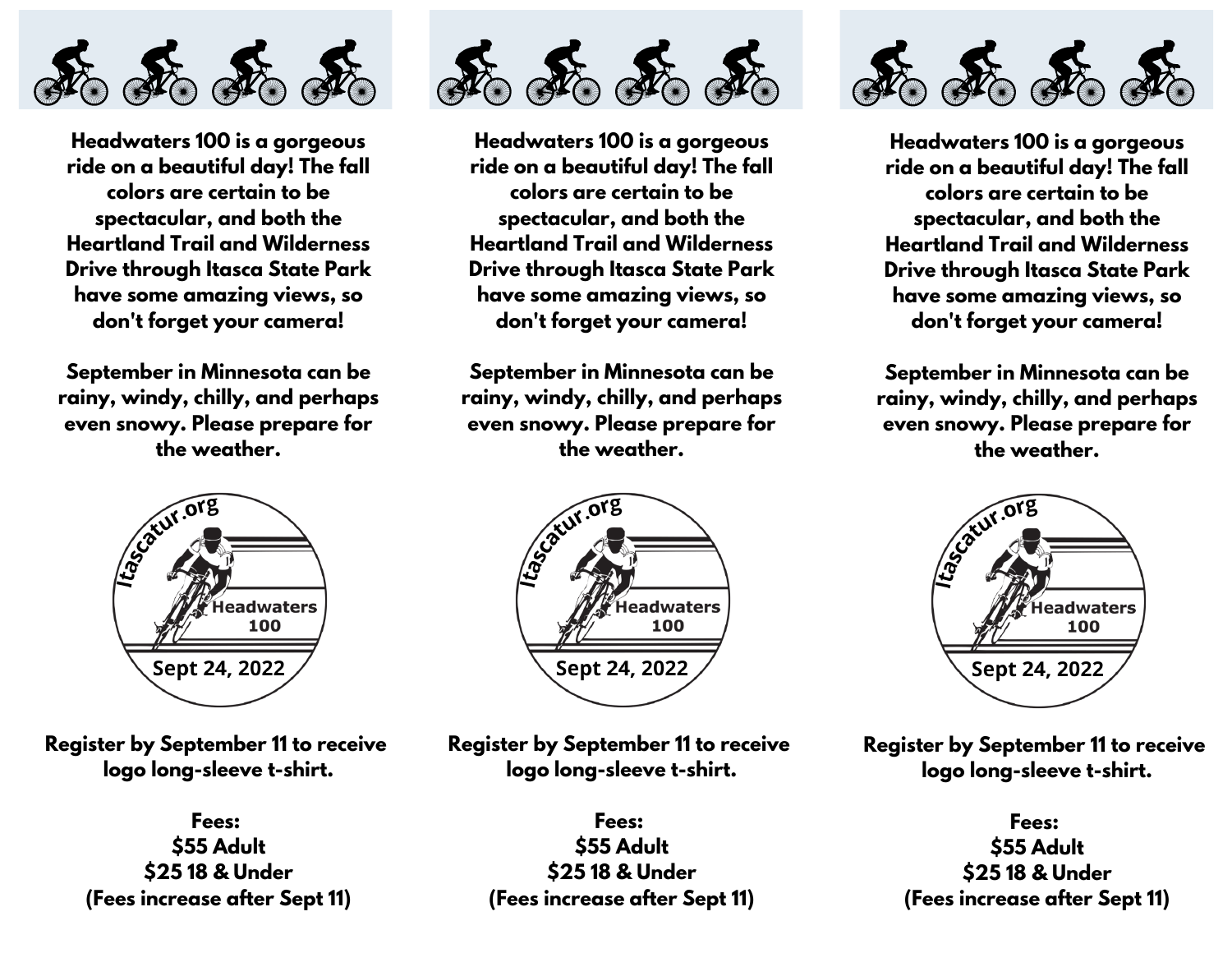**Headwaters 100 is a gorgeous ride on a beautiful day! The fall colors are certain to be spectacular, and both the Heartland Trail and Wilderness Drive through Itasca State Park have some amazing views, so don't forget your camera!**

**September in Minnesota can be rainy, windy, chilly, and perhaps even snowy. Please prepare for the weather.**

Itascatur.org

Headwaters 100

Sept 24, 2022

**Register by September 11 to receive logo long-sleeve t-shirt.**

**Fees:**
**$55 Adult**
**$25 18 & Under**
**(Fees increase after Sept 11)**

**Headwaters 100 is a gorgeous ride on a beautiful day! The fall colors are certain to be spectacular, and both the Heartland Trail and Wilderness Drive through Itasca State Park have some amazing views, so don't forget your camera!**

**September in Minnesota can be rainy, windy, chilly, and perhaps even snowy. Please prepare for the weather.**

Itascatur.org

Headwaters 100

Sept 24, 2022

**Register by September 11 to receive logo long-sleeve t-shirt.**

**Fees:**
**$55 Adult**
**$25 18 & Under**
**(Fees increase after Sept 11)**

**Headwaters 100 is a gorgeous ride on a beautiful day! The fall colors are certain to be spectacular, and both the Heartland Trail and Wilderness Drive through Itasca State Park have some amazing views, so don't forget your camera!**

**September in Minnesota can be rainy, windy, chilly, and perhaps even snowy. Please prepare for the weather.**

Itascatur.org

Headwaters 100

Sept 24, 2022

**Register by September 11 to receive logo long-sleeve t-shirt.**

**Fees:**
**$55 Adult**
**$25 18 & Under**
**(Fees increase after Sept 11)**